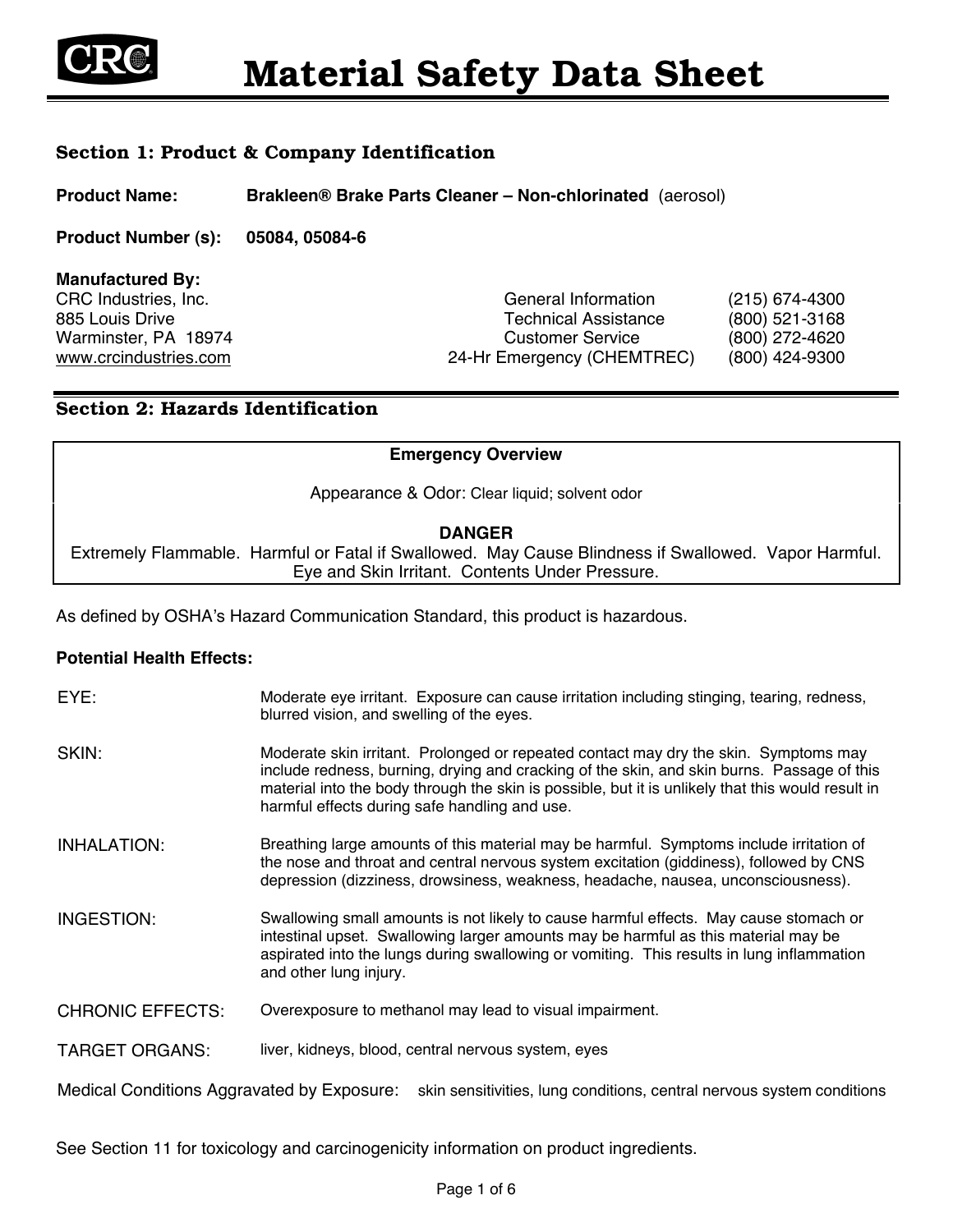# Material Safety Data Sheet

## Section 1: Product & Company Identification

**Product Name:** **Brakleen® Brake Parts Cleaner – Non-chlorinated** (aerosol)

**Product Number (s):** **05084, 05084-6**

**Manufactured By:**
CRC Industries, Inc.
885 Louis Drive
Warminster, PA 18974
www.crcindustries.com

| | |
|---|---|
| General Information | (215) 674-4300 |
| Technical Assistance | (800) 521-3168 |
| Customer Service | (800) 272-4620 |
| 24-Hr Emergency (CHEMTREC) | (800) 424-9300 |

## Section 2: Hazards Identification

**Emergency Overview**

Appearance & Odor: Clear liquid; solvent odor

**DANGER**
Extremely Flammable. Harmful or Fatal if Swallowed. May Cause Blindness if Swallowed. Vapor Harmful. Eye and Skin Irritant. Contents Under Pressure.

As defined by OSHA's Hazard Communication Standard, this product is hazardous.

**Potential Health Effects:**

EYE: Moderate eye irritant. Exposure can cause irritation including stinging, tearing, redness, blurred vision, and swelling of the eyes.

SKIN: Moderate skin irritant. Prolonged or repeated contact may dry the skin. Symptoms may include redness, burning, drying and cracking of the skin, and skin burns. Passage of this material into the body through the skin is possible, but it is unlikely that this would result in harmful effects during safe handling and use.

INHALATION: Breathing large amounts of this material may be harmful. Symptoms include irritation of the nose and throat and central nervous system excitation (giddiness), followed by CNS depression (dizziness, drowsiness, weakness, headache, nausea, unconsciousness).

INGESTION: Swallowing small amounts is not likely to cause harmful effects. May cause stomach or intestinal upset. Swallowing larger amounts may be harmful as this material may be aspirated into the lungs during swallowing or vomiting. This results in lung inflammation and other lung injury.

CHRONIC EFFECTS: Overexposure to methanol may lead to visual impairment.

TARGET ORGANS: liver, kidneys, blood, central nervous system, eyes

Medical Conditions Aggravated by Exposure: skin sensitivities, lung conditions, central nervous system conditions

See Section 11 for toxicology and carcinogenicity information on product ingredients.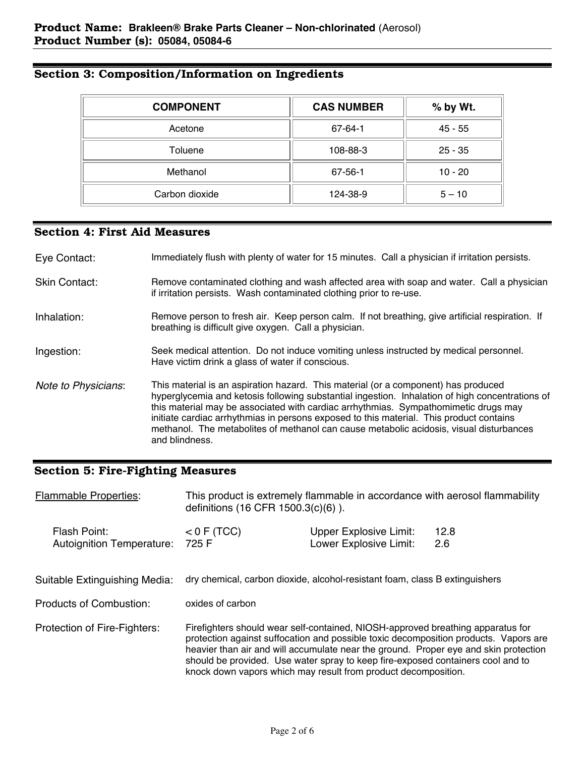**Product Name: Brakleen® Brake Parts Cleaner – Non-chlorinated** (Aerosol)
**Product Number (s): 05084, 05084-6**

## Section 3: Composition/Information on Ingredients

| COMPONENT | CAS NUMBER | % by Wt. |
|---|---|---|
| Acetone | 67-64-1 | 45 - 55 |
| Toluene | 108-88-3 | 25 - 35 |
| Methanol | 67-56-1 | 10 - 20 |
| Carbon dioxide | 124-38-9 | 5 – 10 |

## Section 4: First Aid Measures

Eye Contact: Immediately flush with plenty of water for 15 minutes. Call a physician if irritation persists.

Skin Contact: Remove contaminated clothing and wash affected area with soap and water. Call a physician if irritation persists. Wash contaminated clothing prior to re-use.

Inhalation: Remove person to fresh air. Keep person calm. If not breathing, give artificial respiration. If breathing is difficult give oxygen. Call a physician.

Ingestion: Seek medical attention. Do not induce vomiting unless instructed by medical personnel. Have victim drink a glass of water if conscious.

*Note to Physicians*: This material is an aspiration hazard. This material (or a component) has produced hyperglycemia and ketosis following substantial ingestion. Inhalation of high concentrations of this material may be associated with cardiac arrhythmias. Sympathomimetic drugs may initiate cardiac arrhythmias in persons exposed to this material. This product contains methanol. The metabolites of methanol can cause metabolic acidosis, visual disturbances and blindness.

## Section 5: Fire-Fighting Measures

Flammable Properties: This product is extremely flammable in accordance with aerosol flammability definitions (16 CFR 1500.3(c)(6) ).

| | | | |
|---|---|---|---|
| Flash Point: | < 0 F (TCC) | Upper Explosive Limit: | 12.8 |
| Autoignition Temperature: | 725 F | Lower Explosive Limit: | 2.6 |

Suitable Extinguishing Media: dry chemical, carbon dioxide, alcohol-resistant foam, class B extinguishers

Products of Combustion: oxides of carbon

Protection of Fire-Fighters: Firefighters should wear self-contained, NIOSH-approved breathing apparatus for protection against suffocation and possible toxic decomposition products. Vapors are heavier than air and will accumulate near the ground. Proper eye and skin protection should be provided. Use water spray to keep fire-exposed containers cool and to knock down vapors which may result from product decomposition.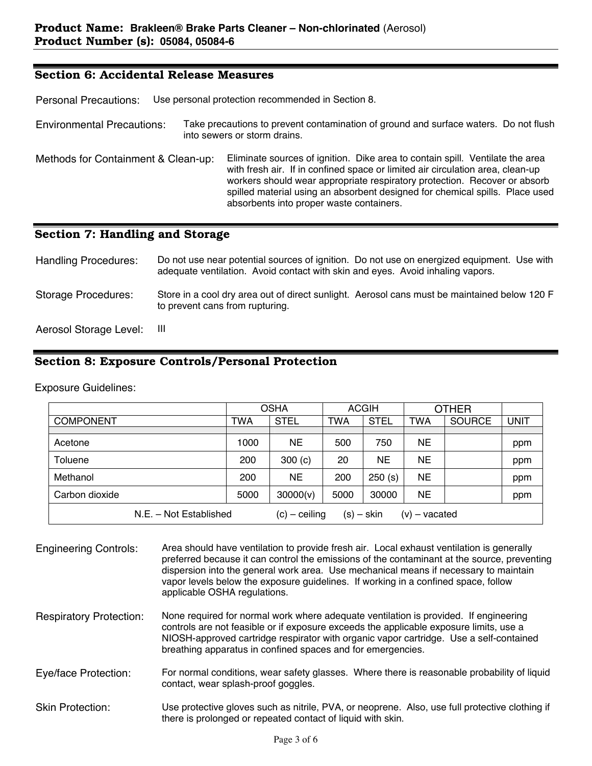**Product Name: Brakleen® Brake Parts Cleaner – Non-chlorinated** (Aerosol)
**Product Number (s): 05084, 05084-6**

## Section 6: Accidental Release Measures

Personal Precautions: Use personal protection recommended in Section 8.

Environmental Precautions: Take precautions to prevent contamination of ground and surface waters. Do not flush into sewers or storm drains.

Methods for Containment & Clean-up: Eliminate sources of ignition. Dike area to contain spill. Ventilate the area with fresh air. If in confined space or limited air circulation area, clean-up workers should wear appropriate respiratory protection. Recover or absorb spilled material using an absorbent designed for chemical spills. Place used absorbents into proper waste containers.

## Section 7: Handling and Storage

Handling Procedures: Do not use near potential sources of ignition. Do not use on energized equipment. Use with adequate ventilation. Avoid contact with skin and eyes. Avoid inhaling vapors.

Storage Procedures: Store in a cool dry area out of direct sunlight. Aerosol cans must be maintained below 120 F to prevent cans from rupturing.

Aerosol Storage Level: III

## Section 8: Exposure Controls/Personal Protection

Exposure Guidelines:

| | OSHA | | ACGIH | | OTHER | | |
|---|---|---|---|---|---|---|---|
| COMPONENT | TWA | STEL | TWA | STEL | TWA | SOURCE | UNIT |
| Acetone | 1000 | NE | 500 | 750 | NE | | ppm |
| Toluene | 200 | 300 (c) | 20 | NE | NE | | ppm |
| Methanol | 200 | NE | 200 | 250 (s) | NE | | ppm |
| Carbon dioxide | 5000 | 30000(v) | 5000 | 30000 | NE | | ppm |

N.E. – Not Established (c) – ceiling (s) – skin (v) – vacated

Engineering Controls: Area should have ventilation to provide fresh air. Local exhaust ventilation is generally preferred because it can control the emissions of the contaminant at the source, preventing dispersion into the general work area. Use mechanical means if necessary to maintain vapor levels below the exposure guidelines. If working in a confined space, follow applicable OSHA regulations.

Respiratory Protection: None required for normal work where adequate ventilation is provided. If engineering controls are not feasible or if exposure exceeds the applicable exposure limits, use a NIOSH-approved cartridge respirator with organic vapor cartridge. Use a self-contained breathing apparatus in confined spaces and for emergencies.

Eye/face Protection: For normal conditions, wear safety glasses. Where there is reasonable probability of liquid contact, wear splash-proof goggles.

Skin Protection: Use protective gloves such as nitrile, PVA, or neoprene. Also, use full protective clothing if there is prolonged or repeated contact of liquid with skin.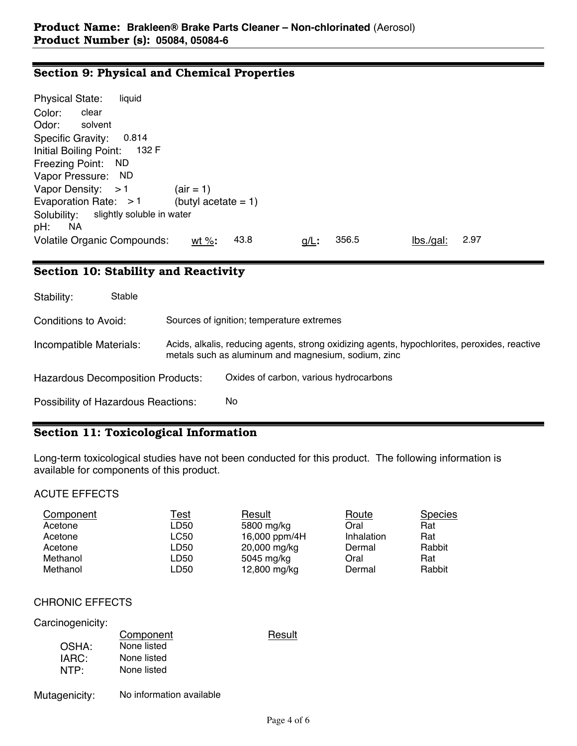**Product Name: Brakleen® Brake Parts Cleaner – Non-chlorinated** (Aerosol)
**Product Number (s): 05084, 05084-6**

## Section 9: Physical and Chemical Properties

Physical State: liquid
Color: clear
Odor: solvent
Specific Gravity: 0.814
Initial Boiling Point: 132 F
Freezing Point: ND
Vapor Pressure: ND
Vapor Density: > 1 (air = 1)
Evaporation Rate: > 1 (butyl acetate = 1)
Solubility: slightly soluble in water
pH: NA
Volatile Organic Compounds: wt %: 43.8 g/L: 356.5 lbs./gal: 2.97

## Section 10: Stability and Reactivity

Stability: Stable

Conditions to Avoid: Sources of ignition; temperature extremes

Incompatible Materials: Acids, alkalis, reducing agents, strong oxidizing agents, hypochlorites, peroxides, reactive metals such as aluminum and magnesium, sodium, zinc

Hazardous Decomposition Products: Oxides of carbon, various hydrocarbons

Possibility of Hazardous Reactions: No

## Section 11: Toxicological Information

Long-term toxicological studies have not been conducted for this product. The following information is available for components of this product.

ACUTE EFFECTS

| Component | Test | Result | Route | Species |
|---|---|---|---|---|
| Acetone | LD50 | 5800 mg/kg | Oral | Rat |
| Acetone | LC50 | 16,000 ppm/4H | Inhalation | Rat |
| Acetone | LD50 | 20,000 mg/kg | Dermal | Rabbit |
| Methanol | LD50 | 5045 mg/kg | Oral | Rat |
| Methanol | LD50 | 12,800 mg/kg | Dermal | Rabbit |

CHRONIC EFFECTS

Carcinogenicity:

| | Component | Result |
|---|---|---|
| OSHA: | None listed | |
| IARC: | None listed | |
| NTP: | None listed | |

Mutagenicity: No information available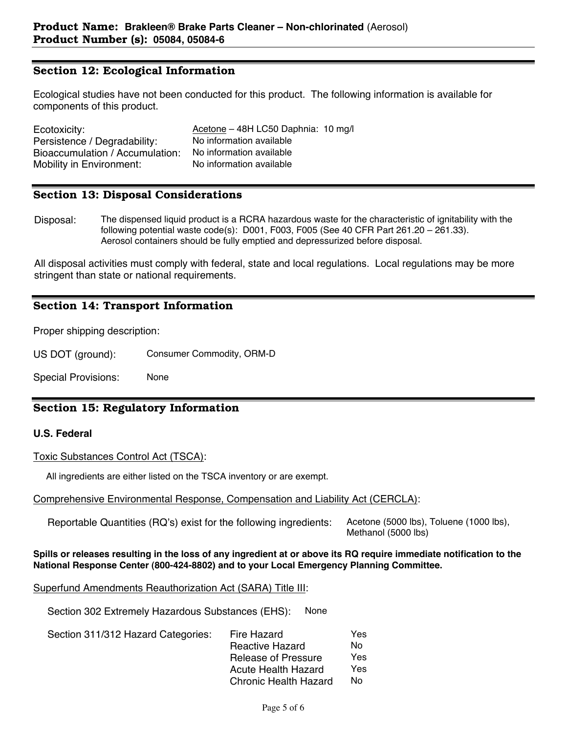**Product Name: Brakleen® Brake Parts Cleaner – Non-chlorinated** (Aerosol)
**Product Number (s): 05084, 05084-6**

## Section 12: Ecological Information

Ecological studies have not been conducted for this product. The following information is available for components of this product.

| | |
|---|---|
| Ecotoxicity: | Acetone – 48H LC50 Daphnia: 10 mg/l |
| Persistence / Degradability: | No information available |
| Bioaccumulation / Accumulation: | No information available |
| Mobility in Environment: | No information available |

## Section 13: Disposal Considerations

Disposal: The dispensed liquid product is a RCRA hazardous waste for the characteristic of ignitability with the following potential waste code(s): D001, F003, F005 (See 40 CFR Part 261.20 – 261.33). Aerosol containers should be fully emptied and depressurized before disposal.

All disposal activities must comply with federal, state and local regulations. Local regulations may be more stringent than state or national requirements.

## Section 14: Transport Information

Proper shipping description:

US DOT (ground): Consumer Commodity, ORM-D

Special Provisions: None

## Section 15: Regulatory Information

### U.S. Federal

Toxic Substances Control Act (TSCA):

All ingredients are either listed on the TSCA inventory or are exempt.

Comprehensive Environmental Response, Compensation and Liability Act (CERCLA):

Reportable Quantities (RQ's) exist for the following ingredients: Acetone (5000 lbs), Toluene (1000 lbs), Methanol (5000 lbs)

**Spills or releases resulting in the loss of any ingredient at or above its RQ require immediate notification to the National Response Center (800-424-8802) and to your Local Emergency Planning Committee.**

Superfund Amendments Reauthorization Act (SARA) Title III:

Section 302 Extremely Hazardous Substances (EHS): None

Section 311/312 Hazard Categories:

| | |
|---|---|
| Fire Hazard | Yes |
| Reactive Hazard | No |
| Release of Pressure | Yes |
| Acute Health Hazard | Yes |
| Chronic Health Hazard | No |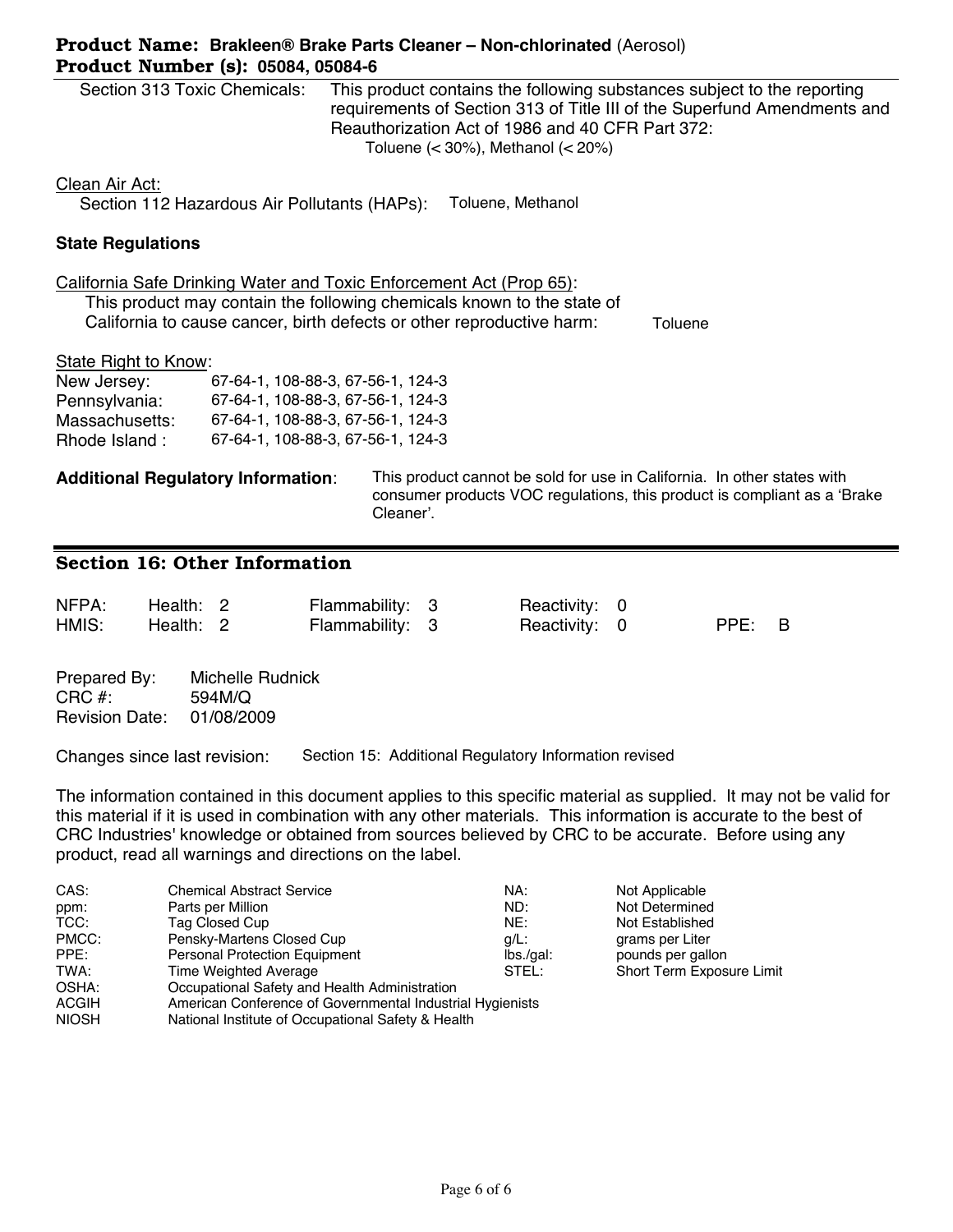**Product Name: Brakleen® Brake Parts Cleaner – Non-chlorinated** (Aerosol)
**Product Number (s): 05084, 05084-6**

Section 313 Toxic Chemicals: This product contains the following substances subject to the reporting requirements of Section 313 of Title III of the Superfund Amendments and Reauthorization Act of 1986 and 40 CFR Part 372:
Toluene (< 30%), Methanol (< 20%)

Clean Air Act:
Section 112 Hazardous Air Pollutants (HAPs): Toluene, Methanol

**State Regulations**

California Safe Drinking Water and Toxic Enforcement Act (Prop 65):
This product may contain the following chemicals known to the state of California to cause cancer, birth defects or other reproductive harm: Toluene

State Right to Know:

| | |
|---|---|
| New Jersey: | 67-64-1, 108-88-3, 67-56-1, 124-3 |
| Pennsylvania: | 67-64-1, 108-88-3, 67-56-1, 124-3 |
| Massachusetts: | 67-64-1, 108-88-3, 67-56-1, 124-3 |
| Rhode Island : | 67-64-1, 108-88-3, 67-56-1, 124-3 |

**Additional Regulatory Information**: This product cannot be sold for use in California. In other states with consumer products VOC regulations, this product is compliant as a 'Brake Cleaner'.

## Section 16: Other Information

| | | | | |
|---|---|---|---|---|
| NFPA: | Health: 2 | Flammability: 3 | Reactivity: 0 | |
| HMIS: | Health: 2 | Flammability: 3 | Reactivity: 0 | PPE: B |

Prepared By: Michelle Rudnick
CRC #: 594M/Q
Revision Date: 01/08/2009

Changes since last revision: Section 15: Additional Regulatory Information revised

The information contained in this document applies to this specific material as supplied. It may not be valid for this material if it is used in combination with any other materials. This information is accurate to the best of CRC Industries' knowledge or obtained from sources believed by CRC to be accurate. Before using any product, read all warnings and directions on the label.

| | | | |
|---|---|---|---|
| CAS: | Chemical Abstract Service | NA: | Not Applicable |
| ppm: | Parts per Million | ND: | Not Determined |
| TCC: | Tag Closed Cup | NE: | Not Established |
| PMCC: | Pensky-Martens Closed Cup | g/L: | grams per Liter |
| PPE: | Personal Protection Equipment | lbs./gal: | pounds per gallon |
| TWA: | Time Weighted Average | STEL: | Short Term Exposure Limit |
| OSHA: | Occupational Safety and Health Administration | | |
| ACGIH | American Conference of Governmental Industrial Hygienists | | |
| NIOSH | National Institute of Occupational Safety & Health | | |